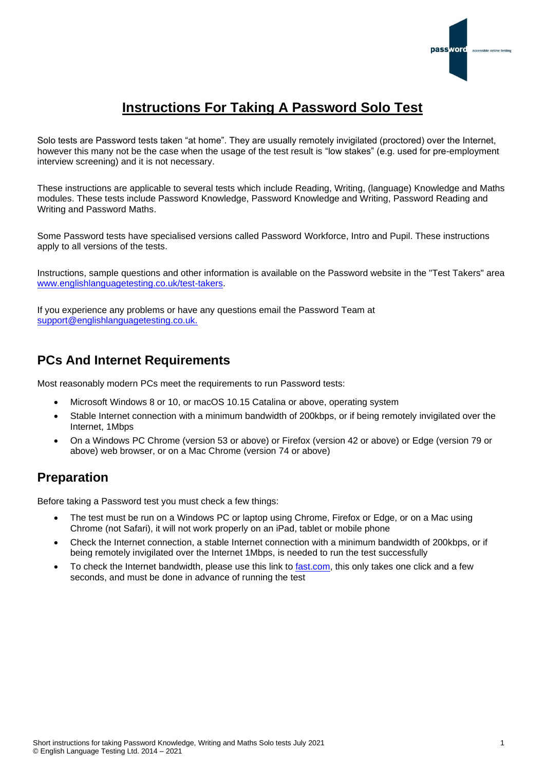# Instructions For Taking A Password Solo Test

Solo tests are Password tests taken "at home". They are usually remotely invigilated (proctored) over the Internet, however this many not be the case when the usage of the test result is "low stakes" (e.g. used for pre-employment interview screening) and it is not necessary.

These instructions are applicable to several tests which include Reading, Writing, (language) Knowledge and Maths modules. These tests include Password Knowledge, Password Knowledge and Writing, Password Reading and Writing and Password Maths.

Some Password tests have specialised versions called Password Workforce, Intro and Pupil. These instructions apply to all versions of the tests.

Instructions, sample questions and other information is available on the Password website in the "Test Takers" area www.englishlanguagetesting.co.uk/test-takers.

If you experience any problems or have any questions email the Password Team at support@englishlanguagetesting.co.uk.

## PCs And Internet Requirements

Most reasonably modern PCs meet the requirements to run Password tests:

- Microsoft Windows 8 or 10, or macOS 10.15 Catalina or above, operating system
- Stable Internet connection with a minimum bandwidth of 200kbps, or if being remotely invigilated over the Internet, 1Mbps
- On a Windows PC Chrome (version 53 or above) or Firefox (version 42 or above) or Edge (version 79 or above) web browser, or on a Mac Chrome (version 74 or above)

## Preparation

Before taking a Password test you must check a few things:

- The test must be run on a Windows PC or laptop using Chrome, Firefox or Edge, or on a Mac using Chrome (not Safari), it will not work properly on an iPad, tablet or mobile phone
- Check the Internet connection, a stable Internet connection with a minimum bandwidth of 200kbps, or if being remotely invigilated over the Internet 1Mbps, is needed to run the test successfully
- To check the Internet bandwidth, please use this link to fast.com, this only takes one click and a few seconds, and must be done in advance of running the test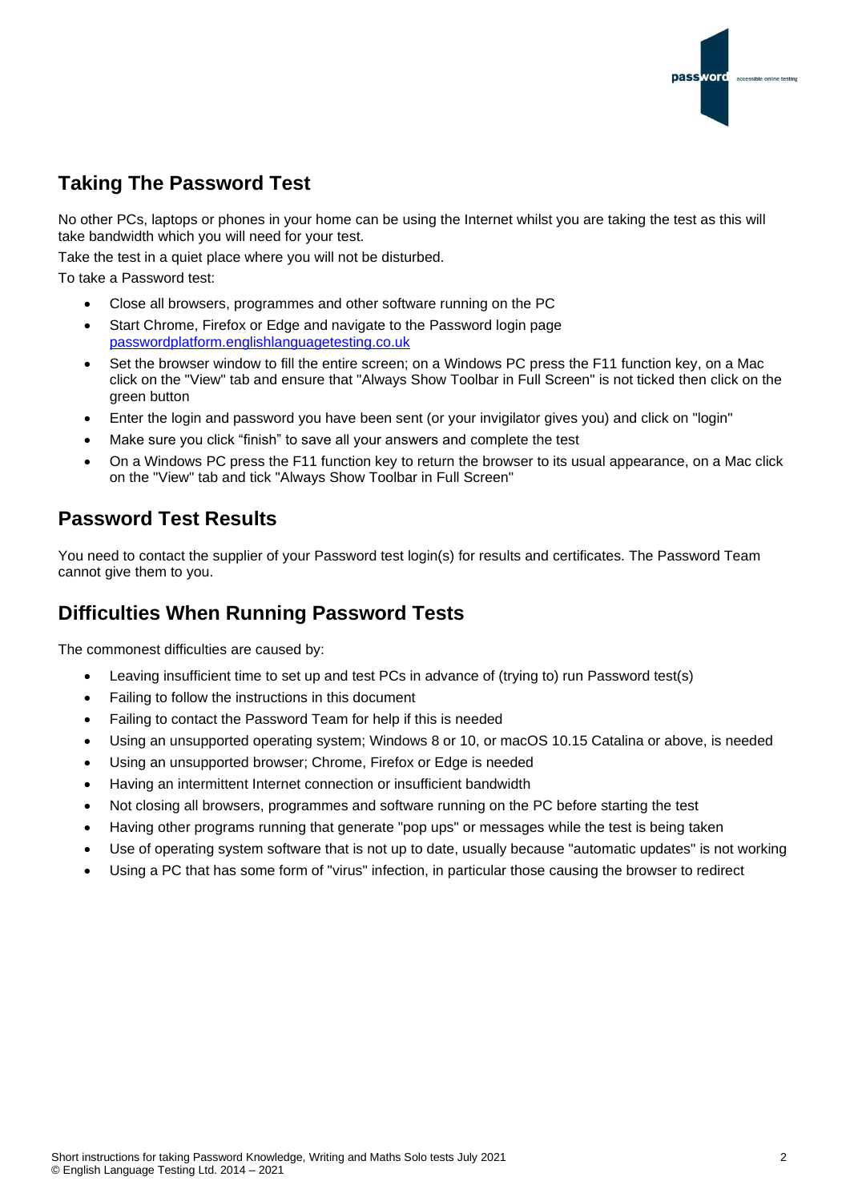## Taking The Password Test

No other PCs, laptops or phones in your home can be using the Internet whilst you are taking the test as this will take bandwidth which you will need for your test.

Take the test in a quiet place where you will not be disturbed.

To take a Password test:

- Close all browsers, programmes and other software running on the PC
- Start Chrome, Firefox or Edge and navigate to the Password login page [passwordplatform.englishlanguagetesting.co.uk](passwordplatform.englishlanguagetesting.co.uk)
- Set the browser window to fill the entire screen; on a Windows PC press the F11 function key, on a Mac click on the "View" tab and ensure that "Always Show Toolbar in Full Screen" is not ticked then click on the green button
- Enter the login and password you have been sent (or your invigilator gives you) and click on "login"
- Make sure you click "finish" to save all your answers and complete the test
- On a Windows PC press the F11 function key to return the browser to its usual appearance, on a Mac click on the "View" tab and tick "Always Show Toolbar in Full Screen"

## Password Test Results

You need to contact the supplier of your Password test login(s) for results and certificates. The Password Team cannot give them to you.

## Difficulties When Running Password Tests

The commonest difficulties are caused by:

- Leaving insufficient time to set up and test PCs in advance of (trying to) run Password test(s)
- Failing to follow the instructions in this document
- Failing to contact the Password Team for help if this is needed
- Using an unsupported operating system; Windows 8 or 10, or macOS 10.15 Catalina or above, is needed
- Using an unsupported browser; Chrome, Firefox or Edge is needed
- Having an intermittent Internet connection or insufficient bandwidth
- Not closing all browsers, programmes and software running on the PC before starting the test
- Having other programs running that generate "pop ups" or messages while the test is being taken
- Use of operating system software that is not up to date, usually because "automatic updates" is not working
- Using a PC that has some form of "virus" infection, in particular those causing the browser to redirect